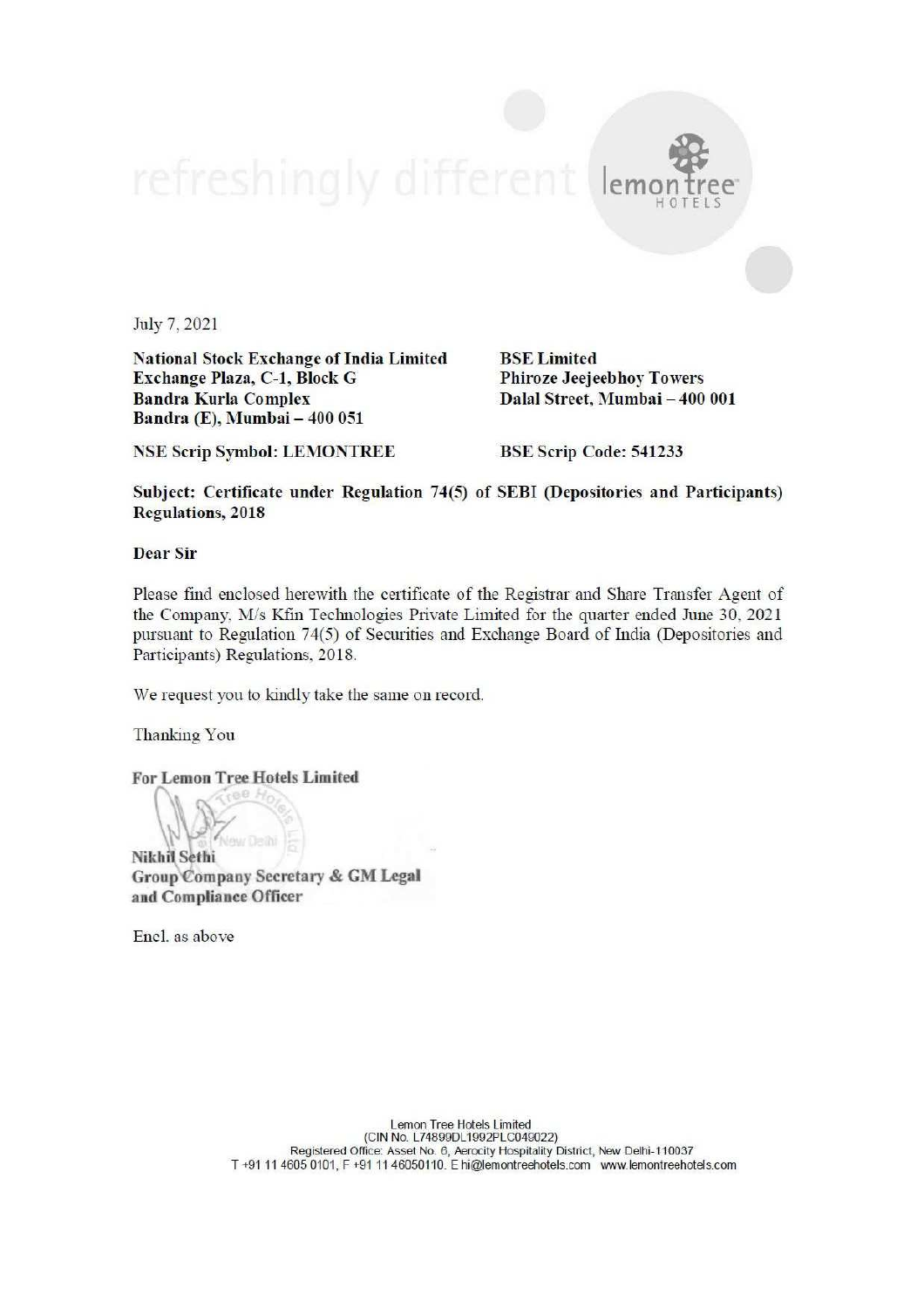refreshingly different

July 7, 2021

**National Stock Exchange of India Limited**
**Exchange Plaza, C-1, Block G**
**Bandra Kurla Complex**
**Bandra (E), Mumbai – 400 051**

**BSE Limited**
**Phiroze Jeejeebhoy Towers**
**Dalal Street, Mumbai – 400 001**

**NSE Scrip Symbol: LEMONTREE**

**BSE Scrip Code: 541233**

**Subject: Certificate under Regulation 74(5) of SEBI (Depositories and Participants) Regulations, 2018**

**Dear Sir**

Please find enclosed herewith the certificate of the Registrar and Share Transfer Agent of the Company, M/s Kfin Technologies Private Limited for the quarter ended June 30, 2021 pursuant to Regulation 74(5) of Securities and Exchange Board of India (Depositories and Participants) Regulations, 2018.

We request you to kindly take the same on record.

Thanking You

**For Lemon Tree Hotels Limited**

**Nikhil Sethi**
**Group Company Secretary & GM Legal**
**and Compliance Officer**

Encl. as above

Lemon Tree Hotels Limited
(CIN No. L74899DL1992PLC049022)
Registered Office: Asset No. 6, Aerocity Hospitality District, New Delhi-110037
T +91 11 4605 0101, F +91 11 46050110. E hi@lemontreehotels.com www.lemontreehotels.com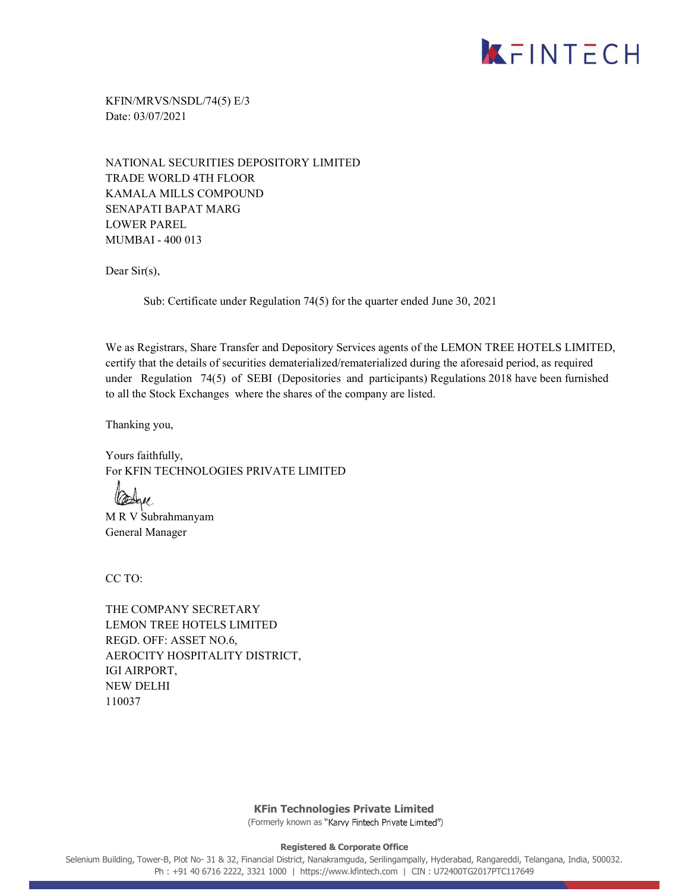KFIN/MRVS/NSDL/74(5) E/3
Date: 03/07/2021

NATIONAL SECURITIES DEPOSITORY LIMITED
TRADE WORLD 4TH FLOOR
KAMALA MILLS COMPOUND
SENAPATI BAPAT MARG
LOWER PAREL
MUMBAI - 400 013

Dear Sir(s),

Sub: Certificate under Regulation 74(5) for the quarter ended June 30, 2021

We as Registrars, Share Transfer and Depository Services agents of the LEMON TREE HOTELS LIMITED, certify that the details of securities dematerialized/rematerialized during the aforesaid period, as required under Regulation 74(5) of SEBI (Depositories and participants) Regulations 2018 have been furnished to all the Stock Exchanges where the shares of the company are listed.

Thanking you,

Yours faithfully,
For KFIN TECHNOLOGIES PRIVATE LIMITED

M R V Subrahmanyam
General Manager

CC TO:

THE COMPANY SECRETARY
LEMON TREE HOTELS LIMITED
REGD. OFF: ASSET NO.6,
AEROCITY HOSPITALITY DISTRICT,
IGI AIRPORT,
NEW DELHI
110037

**KFin Technologies Private Limited**
(Formerly known as "Karvy Fintech Private Limited")

**Registered & Corporate Office**
Selenium Building, Tower-B, Plot No- 31 & 32, Financial District, Nanakramguda, Serilingampally, Hyderabad, Rangareddi, Telangana, India, 500032.
Ph : +91 40 6716 2222, 3321 1000 | https://www.kfintech.com | CIN : U72400TG2017PTC117649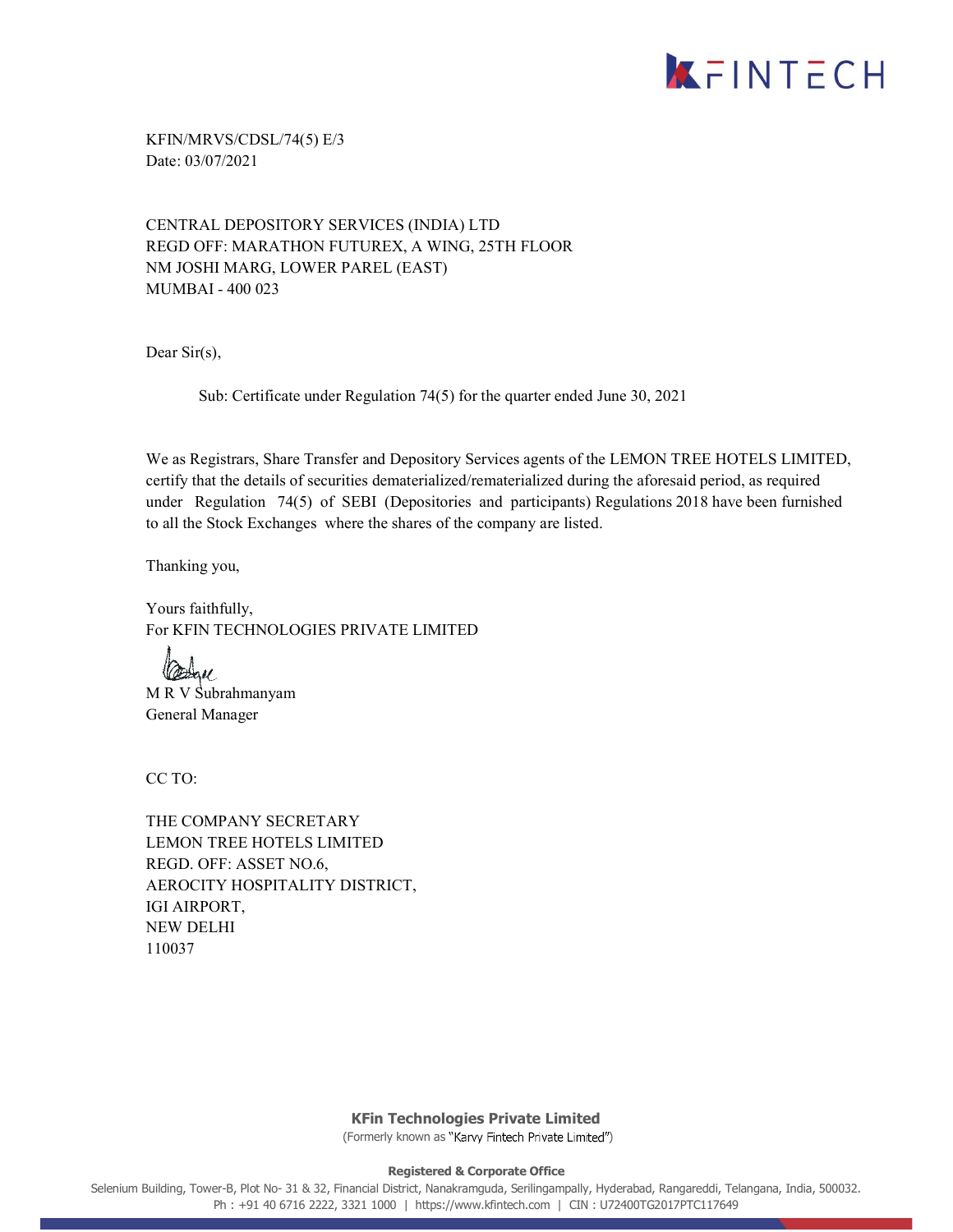KFIN/MRVS/CDSL/74(5) E/3
Date: 03/07/2021

CENTRAL DEPOSITORY SERVICES (INDIA) LTD
REGD OFF: MARATHON FUTUREX, A WING, 25TH FLOOR
NM JOSHI MARG, LOWER PAREL (EAST)
MUMBAI - 400 023

Dear Sir(s),

Sub: Certificate under Regulation 74(5) for the quarter ended June 30, 2021

We as Registrars, Share Transfer and Depository Services agents of the LEMON TREE HOTELS LIMITED, certify that the details of securities dematerialized/rematerialized during the aforesaid period, as required under Regulation 74(5) of SEBI (Depositories and participants) Regulations 2018 have been furnished to all the Stock Exchanges where the shares of the company are listed.

Thanking you,

Yours faithfully,
For KFIN TECHNOLOGIES PRIVATE LIMITED

M R V Subrahmanyam
General Manager

CC TO:

THE COMPANY SECRETARY
LEMON TREE HOTELS LIMITED
REGD. OFF: ASSET NO.6,
AEROCITY HOSPITALITY DISTRICT,
IGI AIRPORT,
NEW DELHI
110037

**KFin Technologies Private Limited**
(Formerly known as "Karvy Fintech Private Limited")

**Registered & Corporate Office**
Selenium Building, Tower-B, Plot No- 31 & 32, Financial District, Nanakramguda, Serilingampally, Hyderabad, Rangareddi, Telangana, India, 500032.
Ph : +91 40 6716 2222, 3321 1000 | https://www.kfintech.com | CIN : U72400TG2017PTC117649